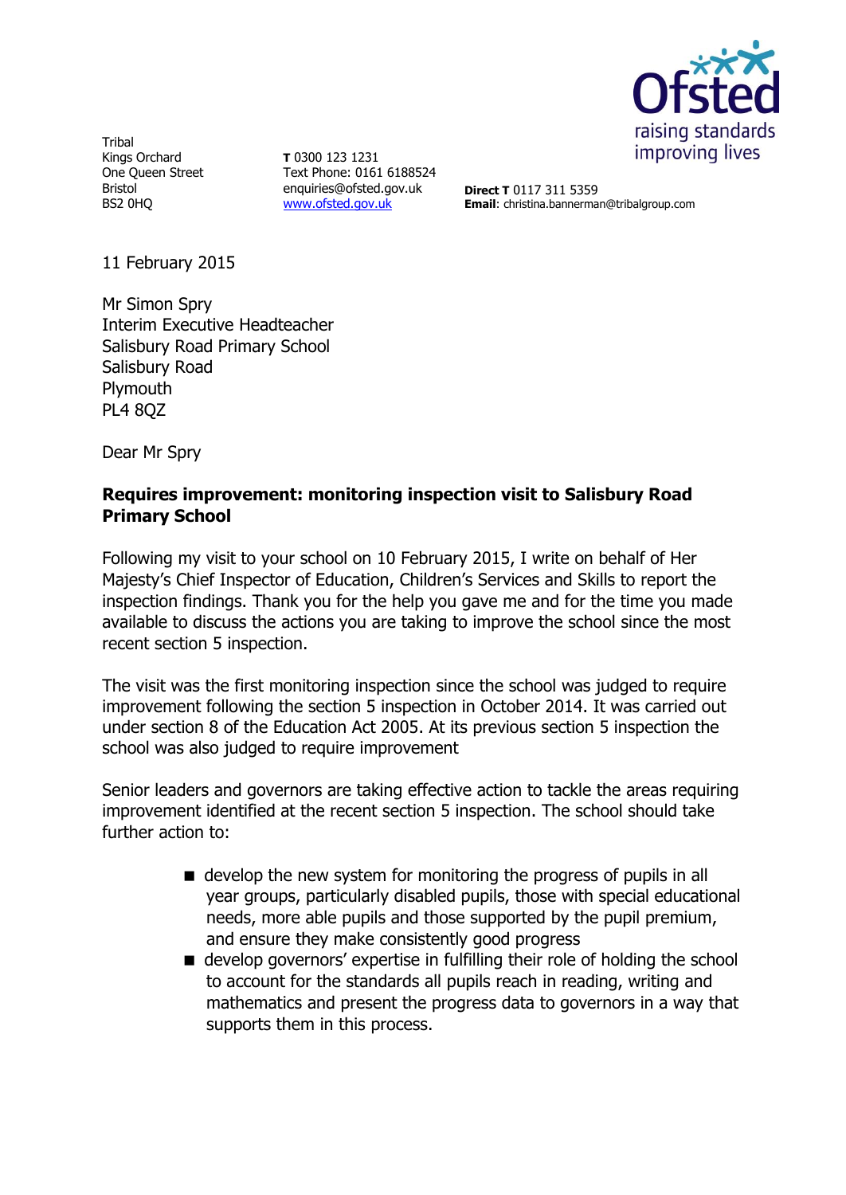Tribal
Kings Orchard
One Queen Street
Bristol
BS2 0HQ

**T** 0300 123 1231
Text Phone: 0161 6188524
enquiries@ofsted.gov.uk
www.ofsted.gov.uk

**Direct T** 0117 311 5359
**Email**: christina.bannerman@tribalgroup.com

11 February 2015

Mr Simon Spry
Interim Executive Headteacher
Salisbury Road Primary School
Salisbury Road
Plymouth
PL4 8QZ

Dear Mr Spry

**Requires improvement: monitoring inspection visit to Salisbury Road Primary School**

Following my visit to your school on 10 February 2015, I write on behalf of Her Majesty's Chief Inspector of Education, Children's Services and Skills to report the inspection findings. Thank you for the help you gave me and for the time you made available to discuss the actions you are taking to improve the school since the most recent section 5 inspection.

The visit was the first monitoring inspection since the school was judged to require improvement following the section 5 inspection in October 2014. It was carried out under section 8 of the Education Act 2005. At its previous section 5 inspection the school was also judged to require improvement

Senior leaders and governors are taking effective action to tackle the areas requiring improvement identified at the recent section 5 inspection. The school should take further action to:

- develop the new system for monitoring the progress of pupils in all year groups, particularly disabled pupils, those with special educational needs, more able pupils and those supported by the pupil premium, and ensure they make consistently good progress
- develop governors' expertise in fulfilling their role of holding the school to account for the standards all pupils reach in reading, writing and mathematics and present the progress data to governors in a way that supports them in this process.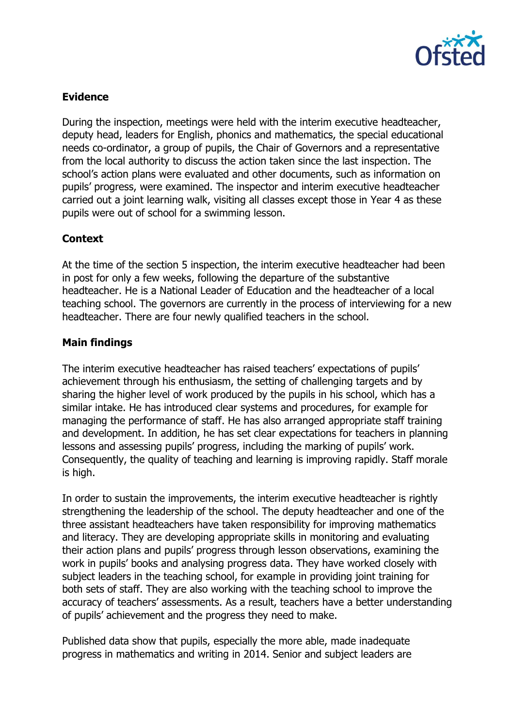**Evidence**

During the inspection, meetings were held with the interim executive headteacher, deputy head, leaders for English, phonics and mathematics, the special educational needs co-ordinator, a group of pupils, the Chair of Governors and a representative from the local authority to discuss the action taken since the last inspection. The school's action plans were evaluated and other documents, such as information on pupils' progress, were examined. The inspector and interim executive headteacher carried out a joint learning walk, visiting all classes except those in Year 4 as these pupils were out of school for a swimming lesson.

**Context**

At the time of the section 5 inspection, the interim executive headteacher had been in post for only a few weeks, following the departure of the substantive headteacher. He is a National Leader of Education and the headteacher of a local teaching school. The governors are currently in the process of interviewing for a new headteacher. There are four newly qualified teachers in the school.

**Main findings**

The interim executive headteacher has raised teachers' expectations of pupils' achievement through his enthusiasm, the setting of challenging targets and by sharing the higher level of work produced by the pupils in his school, which has a similar intake. He has introduced clear systems and procedures, for example for managing the performance of staff. He has also arranged appropriate staff training and development. In addition, he has set clear expectations for teachers in planning lessons and assessing pupils' progress, including the marking of pupils' work. Consequently, the quality of teaching and learning is improving rapidly. Staff morale is high.

In order to sustain the improvements, the interim executive headteacher is rightly strengthening the leadership of the school. The deputy headteacher and one of the three assistant headteachers have taken responsibility for improving mathematics and literacy. They are developing appropriate skills in monitoring and evaluating their action plans and pupils' progress through lesson observations, examining the work in pupils' books and analysing progress data. They have worked closely with subject leaders in the teaching school, for example in providing joint training for both sets of staff. They are also working with the teaching school to improve the accuracy of teachers' assessments. As a result, teachers have a better understanding of pupils' achievement and the progress they need to make.

Published data show that pupils, especially the more able, made inadequate progress in mathematics and writing in 2014. Senior and subject leaders are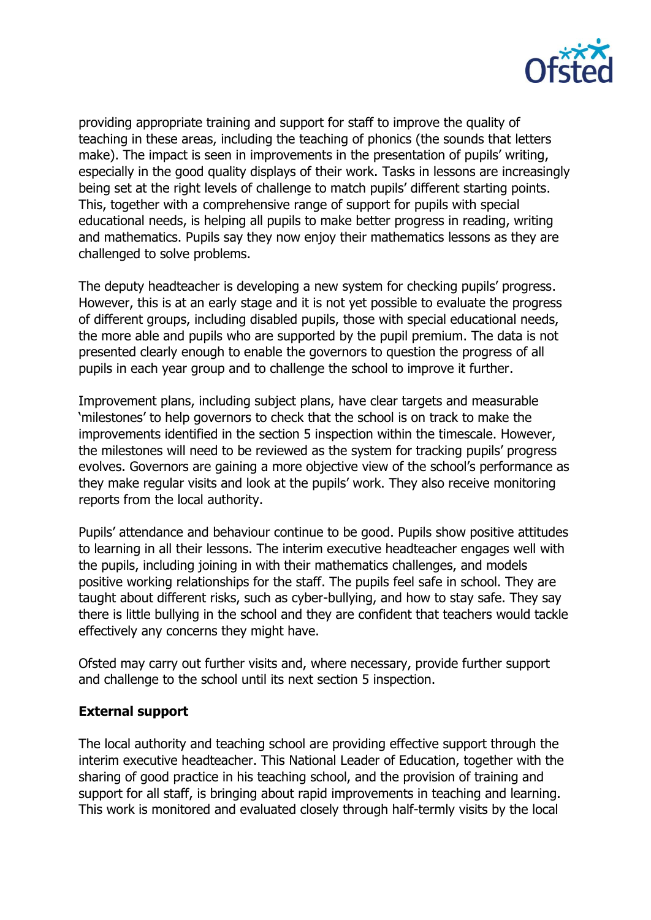providing appropriate training and support for staff to improve the quality of teaching in these areas, including the teaching of phonics (the sounds that letters make). The impact is seen in improvements in the presentation of pupils' writing, especially in the good quality displays of their work. Tasks in lessons are increasingly being set at the right levels of challenge to match pupils' different starting points. This, together with a comprehensive range of support for pupils with special educational needs, is helping all pupils to make better progress in reading, writing and mathematics. Pupils say they now enjoy their mathematics lessons as they are challenged to solve problems.

The deputy headteacher is developing a new system for checking pupils' progress. However, this is at an early stage and it is not yet possible to evaluate the progress of different groups, including disabled pupils, those with special educational needs, the more able and pupils who are supported by the pupil premium. The data is not presented clearly enough to enable the governors to question the progress of all pupils in each year group and to challenge the school to improve it further.

Improvement plans, including subject plans, have clear targets and measurable 'milestones' to help governors to check that the school is on track to make the improvements identified in the section 5 inspection within the timescale. However, the milestones will need to be reviewed as the system for tracking pupils' progress evolves. Governors are gaining a more objective view of the school's performance as they make regular visits and look at the pupils' work. They also receive monitoring reports from the local authority.

Pupils' attendance and behaviour continue to be good. Pupils show positive attitudes to learning in all their lessons. The interim executive headteacher engages well with the pupils, including joining in with their mathematics challenges, and models positive working relationships for the staff. The pupils feel safe in school. They are taught about different risks, such as cyber-bullying, and how to stay safe. They say there is little bullying in the school and they are confident that teachers would tackle effectively any concerns they might have.

Ofsted may carry out further visits and, where necessary, provide further support and challenge to the school until its next section 5 inspection.

**External support**

The local authority and teaching school are providing effective support through the interim executive headteacher. This National Leader of Education, together with the sharing of good practice in his teaching school, and the provision of training and support for all staff, is bringing about rapid improvements in teaching and learning. This work is monitored and evaluated closely through half-termly visits by the local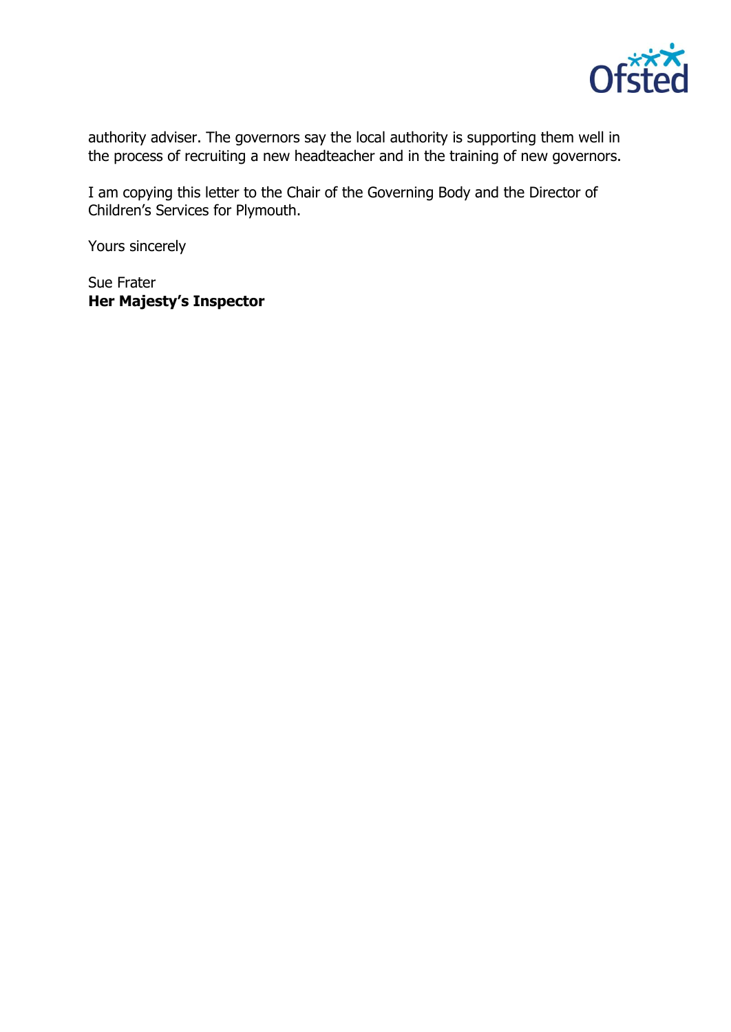authority adviser. The governors say the local authority is supporting them well in the process of recruiting a new headteacher and in the training of new governors.

I am copying this letter to the Chair of the Governing Body and the Director of Children's Services for Plymouth.

Yours sincerely

Sue Frater
**Her Majesty's Inspector**